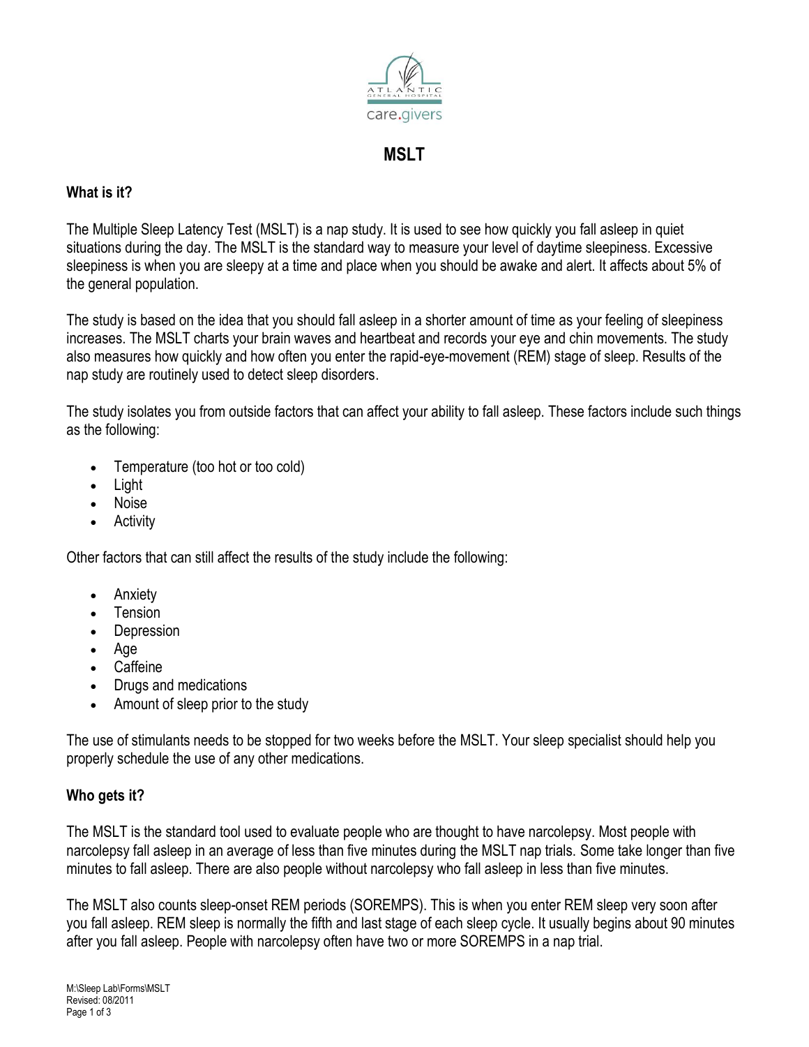# MSLT

## What is it?

The Multiple Sleep Latency Test (MSLT) is a nap study. It is used to see how quickly you fall asleep in quiet situations during the day. The MSLT is the standard way to measure your level of daytime sleepiness. Excessive sleepiness is when you are sleepy at a time and place when you should be awake and alert. It affects about 5% of the general population.

The study is based on the idea that you should fall asleep in a shorter amount of time as your feeling of sleepiness increases. The MSLT charts your brain waves and heartbeat and records your eye and chin movements. The study also measures how quickly and how often you enter the rapid-eye-movement (REM) stage of sleep. Results of the nap study are routinely used to detect sleep disorders.

The study isolates you from outside factors that can affect your ability to fall asleep. These factors include such things as the following:

- Temperature (too hot or too cold)
- Light
- Noise
- Activity

Other factors that can still affect the results of the study include the following:

- Anxiety
- Tension
- Depression
- Age
- Caffeine
- Drugs and medications
- Amount of sleep prior to the study

The use of stimulants needs to be stopped for two weeks before the MSLT. Your sleep specialist should help you properly schedule the use of any other medications.

## Who gets it?

The MSLT is the standard tool used to evaluate people who are thought to have narcolepsy. Most people with narcolepsy fall asleep in an average of less than five minutes during the MSLT nap trials. Some take longer than five minutes to fall asleep. There are also people without narcolepsy who fall asleep in less than five minutes.

The MSLT also counts sleep-onset REM periods (SOREMPS). This is when you enter REM sleep very soon after you fall asleep. REM sleep is normally the fifth and last stage of each sleep cycle. It usually begins about 90 minutes after you fall asleep. People with narcolepsy often have two or more SOREMPS in a nap trial.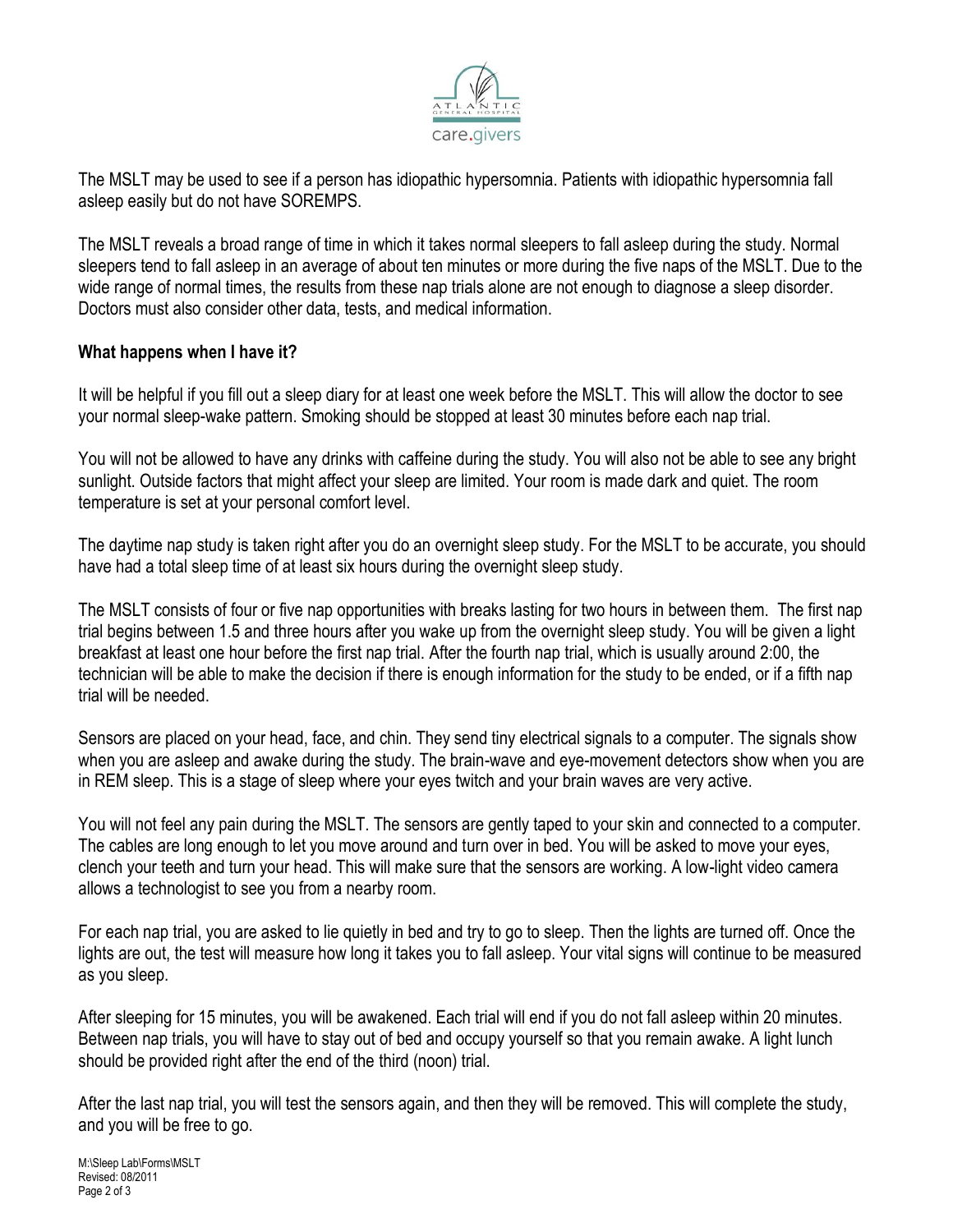The MSLT may be used to see if a person has idiopathic hypersomnia. Patients with idiopathic hypersomnia fall asleep easily but do not have SOREMPS.

The MSLT reveals a broad range of time in which it takes normal sleepers to fall asleep during the study. Normal sleepers tend to fall asleep in an average of about ten minutes or more during the five naps of the MSLT. Due to the wide range of normal times, the results from these nap trials alone are not enough to diagnose a sleep disorder. Doctors must also consider other data, tests, and medical information.

**What happens when I have it?**

It will be helpful if you fill out a sleep diary for at least one week before the MSLT. This will allow the doctor to see your normal sleep-wake pattern. Smoking should be stopped at least 30 minutes before each nap trial.

You will not be allowed to have any drinks with caffeine during the study. You will also not be able to see any bright sunlight. Outside factors that might affect your sleep are limited. Your room is made dark and quiet. The room temperature is set at your personal comfort level.

The daytime nap study is taken right after you do an overnight sleep study. For the MSLT to be accurate, you should have had a total sleep time of at least six hours during the overnight sleep study.

The MSLT consists of four or five nap opportunities with breaks lasting for two hours in between them. The first nap trial begins between 1.5 and three hours after you wake up from the overnight sleep study. You will be given a light breakfast at least one hour before the first nap trial. After the fourth nap trial, which is usually around 2:00, the technician will be able to make the decision if there is enough information for the study to be ended, or if a fifth nap trial will be needed.

Sensors are placed on your head, face, and chin. They send tiny electrical signals to a computer. The signals show when you are asleep and awake during the study. The brain-wave and eye-movement detectors show when you are in REM sleep. This is a stage of sleep where your eyes twitch and your brain waves are very active.

You will not feel any pain during the MSLT. The sensors are gently taped to your skin and connected to a computer. The cables are long enough to let you move around and turn over in bed. You will be asked to move your eyes, clench your teeth and turn your head. This will make sure that the sensors are working. A low-light video camera allows a technologist to see you from a nearby room.

For each nap trial, you are asked to lie quietly in bed and try to go to sleep. Then the lights are turned off. Once the lights are out, the test will measure how long it takes you to fall asleep. Your vital signs will continue to be measured as you sleep.

After sleeping for 15 minutes, you will be awakened. Each trial will end if you do not fall asleep within 20 minutes. Between nap trials, you will have to stay out of bed and occupy yourself so that you remain awake. A light lunch should be provided right after the end of the third (noon) trial.

After the last nap trial, you will test the sensors again, and then they will be removed. This will complete the study, and you will be free to go.

M:\Sleep Lab\Forms\MSLT
Revised: 08/2011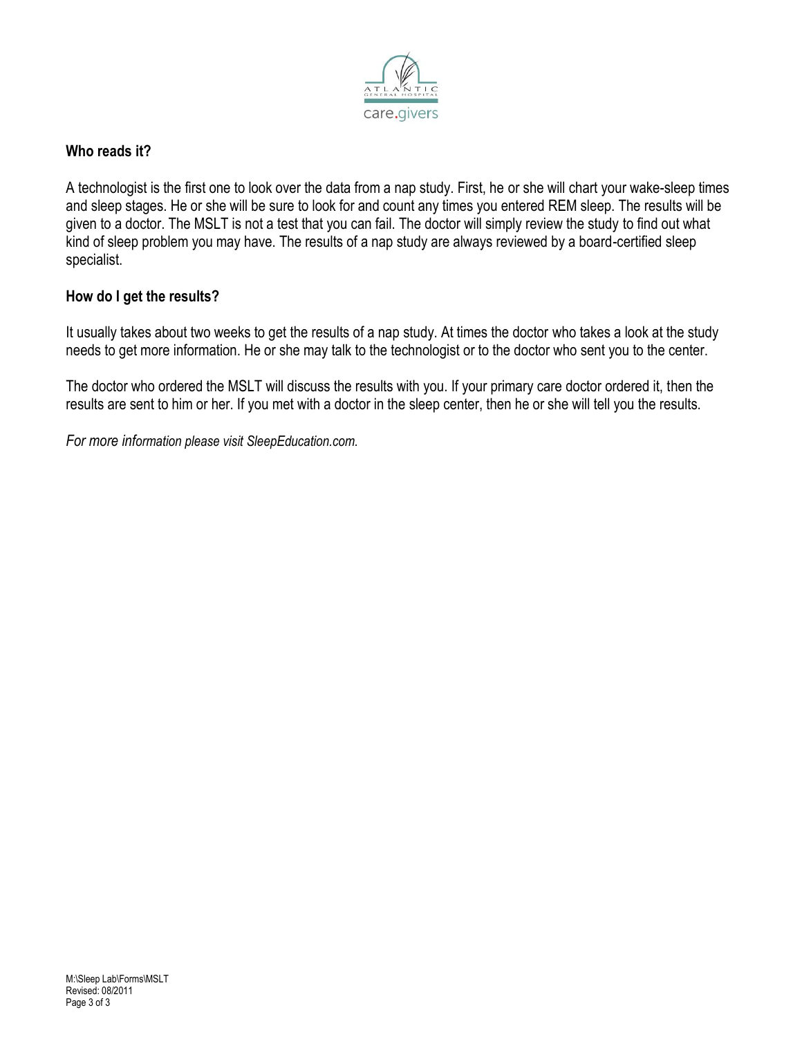## Who reads it?

A technologist is the first one to look over the data from a nap study. First, he or she will chart your wake-sleep times and sleep stages. He or she will be sure to look for and count any times you entered REM sleep. The results will be given to a doctor. The MSLT is not a test that you can fail. The doctor will simply review the study to find out what kind of sleep problem you may have. The results of a nap study are always reviewed by a board-certified sleep specialist.

## How do I get the results?

It usually takes about two weeks to get the results of a nap study. At times the doctor who takes a look at the study needs to get more information. He or she may talk to the technologist or to the doctor who sent you to the center.

The doctor who ordered the MSLT will discuss the results with you. If your primary care doctor ordered it, then the results are sent to him or her. If you met with a doctor in the sleep center, then he or she will tell you the results.

*For more information please visit SleepEducation.com.*

M:\Sleep Lab\Forms\MSLT
Revised: 08/2011